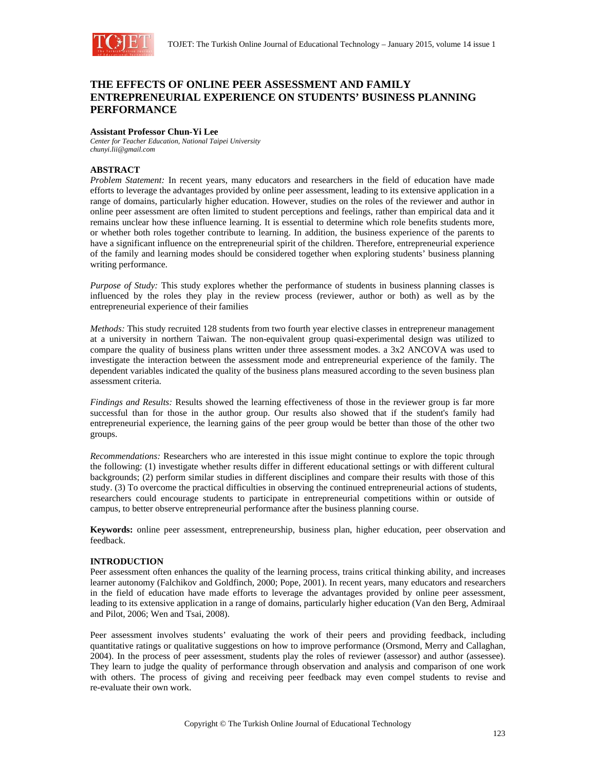# THE EFFECTS OF ONLINE PEER ASSESSMENT AND FAMILY ENTREPRENEURIAL EXPERIENCE ON STUDENTS' BUSINESS PLANNING PERFORMANCE

**Assistant Professor Chun-Yi Lee**
*Center for Teacher Education, National Taipei University*
*chunyi.lii@gmail.com*

## ABSTRACT

*Problem Statement:* In recent years, many educators and researchers in the field of education have made efforts to leverage the advantages provided by online peer assessment, leading to its extensive application in a range of domains, particularly higher education. However, studies on the roles of the reviewer and author in online peer assessment are often limited to student perceptions and feelings, rather than empirical data and it remains unclear how these influence learning. It is essential to determine which role benefits students more, or whether both roles together contribute to learning. In addition, the business experience of the parents to have a significant influence on the entrepreneurial spirit of the children. Therefore, entrepreneurial experience of the family and learning modes should be considered together when exploring students' business planning writing performance.

*Purpose of Study:* This study explores whether the performance of students in business planning classes is influenced by the roles they play in the review process (reviewer, author or both) as well as by the entrepreneurial experience of their families

*Methods:* This study recruited 128 students from two fourth year elective classes in entrepreneur management at a university in northern Taiwan. The non-equivalent group quasi-experimental design was utilized to compare the quality of business plans written under three assessment modes. a 3x2 ANCOVA was used to investigate the interaction between the assessment mode and entrepreneurial experience of the family. The dependent variables indicated the quality of the business plans measured according to the seven business plan assessment criteria.

*Findings and Results:* Results showed the learning effectiveness of those in the reviewer group is far more successful than for those in the author group. Our results also showed that if the student's family had entrepreneurial experience, the learning gains of the peer group would be better than those of the other two groups.

*Recommendations:* Researchers who are interested in this issue might continue to explore the topic through the following: (1) investigate whether results differ in different educational settings or with different cultural backgrounds; (2) perform similar studies in different disciplines and compare their results with those of this study. (3) To overcome the practical difficulties in observing the continued entrepreneurial actions of students, researchers could encourage students to participate in entrepreneurial competitions within or outside of campus, to better observe entrepreneurial performance after the business planning course.

**Keywords:** online peer assessment, entrepreneurship, business plan, higher education, peer observation and feedback.

## INTRODUCTION

Peer assessment often enhances the quality of the learning process, trains critical thinking ability, and increases learner autonomy (Falchikov and Goldfinch, 2000; Pope, 2001). In recent years, many educators and researchers in the field of education have made efforts to leverage the advantages provided by online peer assessment, leading to its extensive application in a range of domains, particularly higher education (Van den Berg, Admiraal and Pilot, 2006; Wen and Tsai, 2008).

Peer assessment involves students' evaluating the work of their peers and providing feedback, including quantitative ratings or qualitative suggestions on how to improve performance (Orsmond, Merry and Callaghan, 2004). In the process of peer assessment, students play the roles of reviewer (assessor) and author (assessee). They learn to judge the quality of performance through observation and analysis and comparison of one work with others. The process of giving and receiving peer feedback may even compel students to revise and re-evaluate their own work.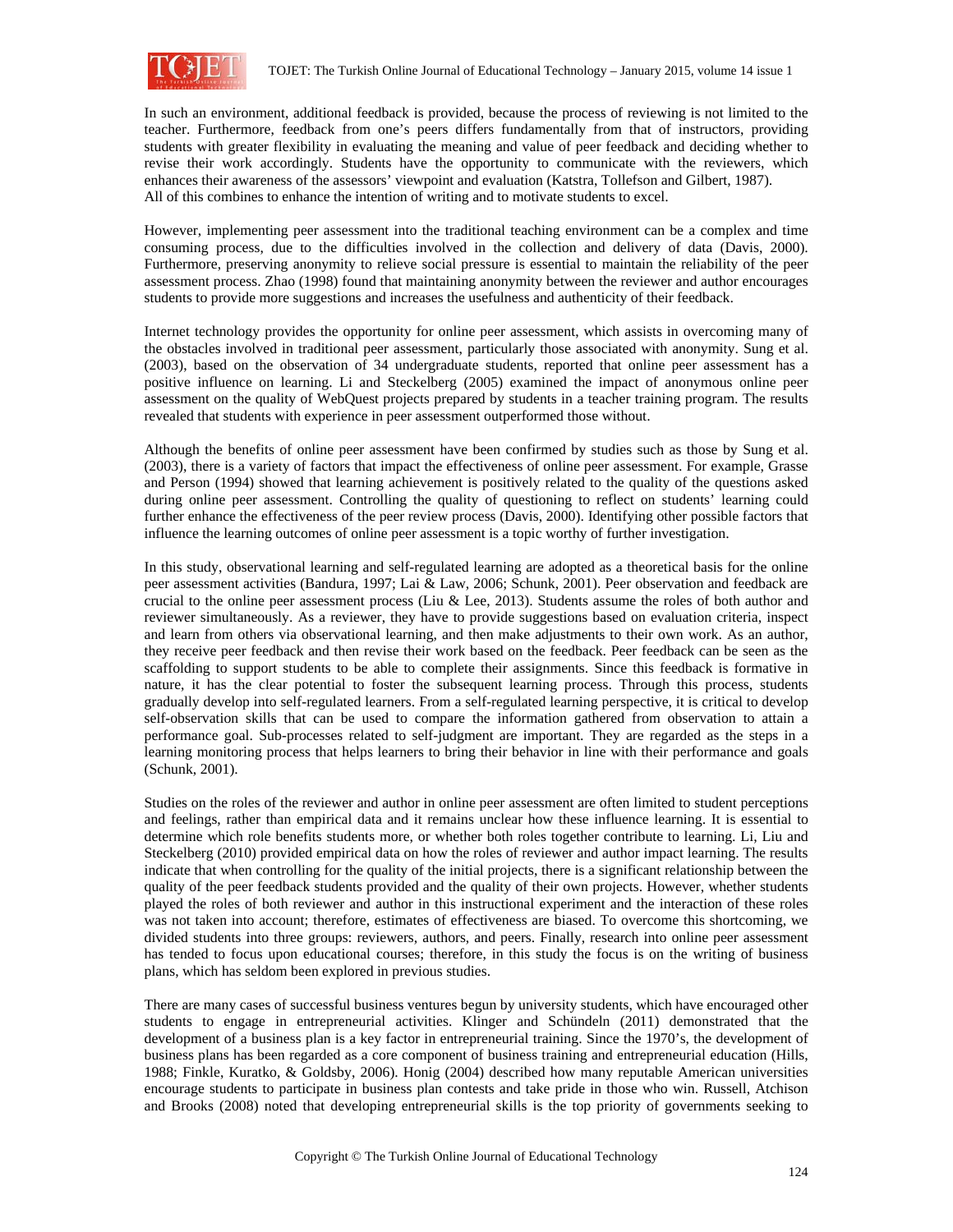In such an environment, additional feedback is provided, because the process of reviewing is not limited to the teacher. Furthermore, feedback from one's peers differs fundamentally from that of instructors, providing students with greater flexibility in evaluating the meaning and value of peer feedback and deciding whether to revise their work accordingly. Students have the opportunity to communicate with the reviewers, which enhances their awareness of the assessors' viewpoint and evaluation (Katstra, Tollefson and Gilbert, 1987). All of this combines to enhance the intention of writing and to motivate students to excel.

However, implementing peer assessment into the traditional teaching environment can be a complex and time consuming process, due to the difficulties involved in the collection and delivery of data (Davis, 2000). Furthermore, preserving anonymity to relieve social pressure is essential to maintain the reliability of the peer assessment process. Zhao (1998) found that maintaining anonymity between the reviewer and author encourages students to provide more suggestions and increases the usefulness and authenticity of their feedback.

Internet technology provides the opportunity for online peer assessment, which assists in overcoming many of the obstacles involved in traditional peer assessment, particularly those associated with anonymity. Sung et al. (2003), based on the observation of 34 undergraduate students, reported that online peer assessment has a positive influence on learning. Li and Steckelberg (2005) examined the impact of anonymous online peer assessment on the quality of WebQuest projects prepared by students in a teacher training program. The results revealed that students with experience in peer assessment outperformed those without.

Although the benefits of online peer assessment have been confirmed by studies such as those by Sung et al. (2003), there is a variety of factors that impact the effectiveness of online peer assessment. For example, Grasse and Person (1994) showed that learning achievement is positively related to the quality of the questions asked during online peer assessment. Controlling the quality of questioning to reflect on students' learning could further enhance the effectiveness of the peer review process (Davis, 2000). Identifying other possible factors that influence the learning outcomes of online peer assessment is a topic worthy of further investigation.

In this study, observational learning and self-regulated learning are adopted as a theoretical basis for the online peer assessment activities (Bandura, 1997; Lai & Law, 2006; Schunk, 2001). Peer observation and feedback are crucial to the online peer assessment process (Liu & Lee, 2013). Students assume the roles of both author and reviewer simultaneously. As a reviewer, they have to provide suggestions based on evaluation criteria, inspect and learn from others via observational learning, and then make adjustments to their own work. As an author, they receive peer feedback and then revise their work based on the feedback. Peer feedback can be seen as the scaffolding to support students to be able to complete their assignments. Since this feedback is formative in nature, it has the clear potential to foster the subsequent learning process. Through this process, students gradually develop into self-regulated learners. From a self-regulated learning perspective, it is critical to develop self-observation skills that can be used to compare the information gathered from observation to attain a performance goal. Sub-processes related to self-judgment are important. They are regarded as the steps in a learning monitoring process that helps learners to bring their behavior in line with their performance and goals (Schunk, 2001).

Studies on the roles of the reviewer and author in online peer assessment are often limited to student perceptions and feelings, rather than empirical data and it remains unclear how these influence learning. It is essential to determine which role benefits students more, or whether both roles together contribute to learning. Li, Liu and Steckelberg (2010) provided empirical data on how the roles of reviewer and author impact learning. The results indicate that when controlling for the quality of the initial projects, there is a significant relationship between the quality of the peer feedback students provided and the quality of their own projects. However, whether students played the roles of both reviewer and author in this instructional experiment and the interaction of these roles was not taken into account; therefore, estimates of effectiveness are biased. To overcome this shortcoming, we divided students into three groups: reviewers, authors, and peers. Finally, research into online peer assessment has tended to focus upon educational courses; therefore, in this study the focus is on the writing of business plans, which has seldom been explored in previous studies.

There are many cases of successful business ventures begun by university students, which have encouraged other students to engage in entrepreneurial activities. Klinger and Schündeln (2011) demonstrated that the development of a business plan is a key factor in entrepreneurial training. Since the 1970's, the development of business plans has been regarded as a core component of business training and entrepreneurial education (Hills, 1988; Finkle, Kuratko, & Goldsby, 2006). Honig (2004) described how many reputable American universities encourage students to participate in business plan contests and take pride in those who win. Russell, Atchison and Brooks (2008) noted that developing entrepreneurial skills is the top priority of governments seeking to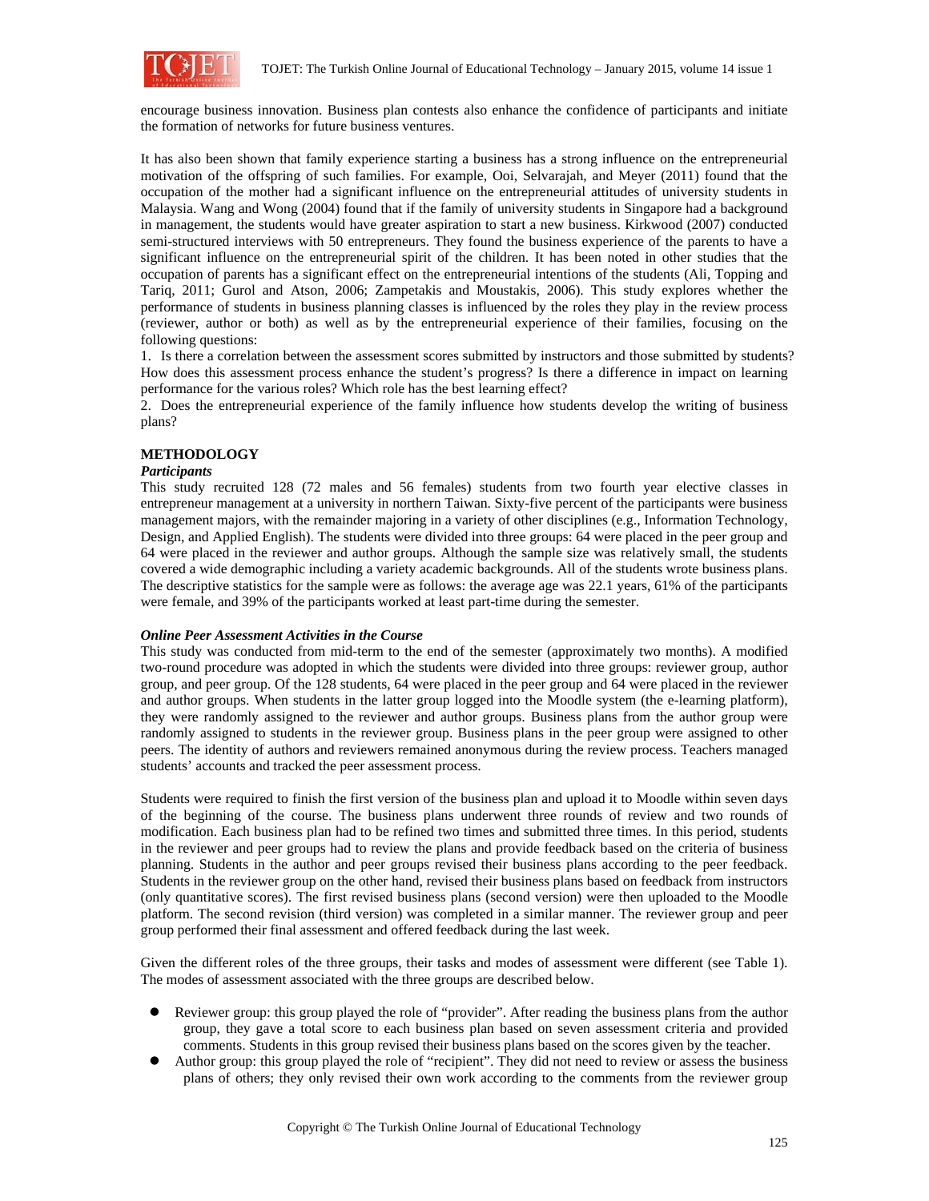encourage business innovation. Business plan contests also enhance the confidence of participants and initiate the formation of networks for future business ventures.

It has also been shown that family experience starting a business has a strong influence on the entrepreneurial motivation of the offspring of such families. For example, Ooi, Selvarajah, and Meyer (2011) found that the occupation of the mother had a significant influence on the entrepreneurial attitudes of university students in Malaysia. Wang and Wong (2004) found that if the family of university students in Singapore had a background in management, the students would have greater aspiration to start a new business. Kirkwood (2007) conducted semi-structured interviews with 50 entrepreneurs. They found the business experience of the parents to have a significant influence on the entrepreneurial spirit of the children. It has been noted in other studies that the occupation of parents has a significant effect on the entrepreneurial intentions of the students (Ali, Topping and Tariq, 2011; Gurol and Atson, 2006; Zampetakis and Moustakis, 2006). This study explores whether the performance of students in business planning classes is influenced by the roles they play in the review process (reviewer, author or both) as well as by the entrepreneurial experience of their families, focusing on the following questions:

1. Is there a correlation between the assessment scores submitted by instructors and those submitted by students? How does this assessment process enhance the student's progress? Is there a difference in impact on learning performance for the various roles? Which role has the best learning effect?
2. Does the entrepreneurial experience of the family influence how students develop the writing of business plans?

## METHODOLOGY

### *Participants*

This study recruited 128 (72 males and 56 females) students from two fourth year elective classes in entrepreneur management at a university in northern Taiwan. Sixty-five percent of the participants were business management majors, with the remainder majoring in a variety of other disciplines (e.g., Information Technology, Design, and Applied English). The students were divided into three groups: 64 were placed in the peer group and 64 were placed in the reviewer and author groups. Although the sample size was relatively small, the students covered a wide demographic including a variety academic backgrounds. All of the students wrote business plans. The descriptive statistics for the sample were as follows: the average age was 22.1 years, 61% of the participants were female, and 39% of the participants worked at least part-time during the semester.

### *Online Peer Assessment Activities in the Course*

This study was conducted from mid-term to the end of the semester (approximately two months). A modified two-round procedure was adopted in which the students were divided into three groups: reviewer group, author group, and peer group. Of the 128 students, 64 were placed in the peer group and 64 were placed in the reviewer and author groups. When students in the latter group logged into the Moodle system (the e-learning platform), they were randomly assigned to the reviewer and author groups. Business plans from the author group were randomly assigned to students in the reviewer group. Business plans in the peer group were assigned to other peers. The identity of authors and reviewers remained anonymous during the review process. Teachers managed students' accounts and tracked the peer assessment process.

Students were required to finish the first version of the business plan and upload it to Moodle within seven days of the beginning of the course. The business plans underwent three rounds of review and two rounds of modification. Each business plan had to be refined two times and submitted three times. In this period, students in the reviewer and peer groups had to review the plans and provide feedback based on the criteria of business planning. Students in the author and peer groups revised their business plans according to the peer feedback. Students in the reviewer group on the other hand, revised their business plans based on feedback from instructors (only quantitative scores). The first revised business plans (second version) were then uploaded to the Moodle platform. The second revision (third version) was completed in a similar manner. The reviewer group and peer group performed their final assessment and offered feedback during the last week.

Given the different roles of the three groups, their tasks and modes of assessment were different (see Table 1). The modes of assessment associated with the three groups are described below.

- Reviewer group: this group played the role of "provider". After reading the business plans from the author group, they gave a total score to each business plan based on seven assessment criteria and provided comments. Students in this group revised their business plans based on the scores given by the teacher.
- Author group: this group played the role of "recipient". They did not need to review or assess the business plans of others; they only revised their own work according to the comments from the reviewer group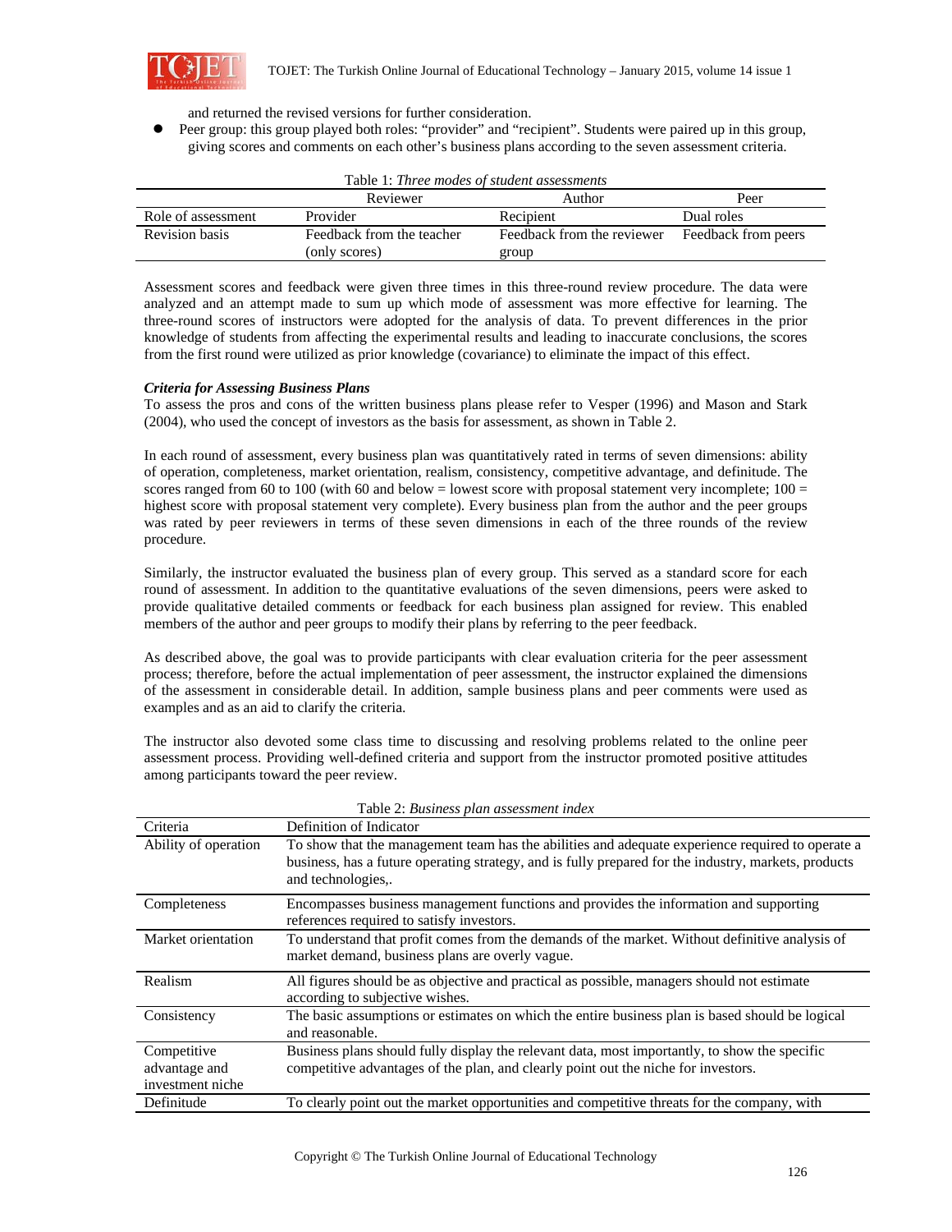and returned the revised versions for further consideration.

- Peer group: this group played both roles: "provider" and "recipient". Students were paired up in this group, giving scores and comments on each other's business plans according to the seven assessment criteria.

Table 1: *Three modes of student assessments*

| | Reviewer | Author | Peer |
|---|---|---|---|
| Role of assessment | Provider | Recipient | Dual roles |
| Revision basis | Feedback from the teacher (only scores) | Feedback from the reviewer group | Feedback from peers |

Assessment scores and feedback were given three times in this three-round review procedure. The data were analyzed and an attempt made to sum up which mode of assessment was more effective for learning. The three-round scores of instructors were adopted for the analysis of data. To prevent differences in the prior knowledge of students from affecting the experimental results and leading to inaccurate conclusions, the scores from the first round were utilized as prior knowledge (covariance) to eliminate the impact of this effect.

***Criteria for Assessing Business Plans***

To assess the pros and cons of the written business plans please refer to Vesper (1996) and Mason and Stark (2004), who used the concept of investors as the basis for assessment, as shown in Table 2.

In each round of assessment, every business plan was quantitatively rated in terms of seven dimensions: ability of operation, completeness, market orientation, realism, consistency, competitive advantage, and definitude. The scores ranged from 60 to 100 (with 60 and below = lowest score with proposal statement very incomplete; 100 = highest score with proposal statement very complete). Every business plan from the author and the peer groups was rated by peer reviewers in terms of these seven dimensions in each of the three rounds of the review procedure.

Similarly, the instructor evaluated the business plan of every group. This served as a standard score for each round of assessment. In addition to the quantitative evaluations of the seven dimensions, peers were asked to provide qualitative detailed comments or feedback for each business plan assigned for review. This enabled members of the author and peer groups to modify their plans by referring to the peer feedback.

As described above, the goal was to provide participants with clear evaluation criteria for the peer assessment process; therefore, before the actual implementation of peer assessment, the instructor explained the dimensions of the assessment in considerable detail. In addition, sample business plans and peer comments were used as examples and as an aid to clarify the criteria.

The instructor also devoted some class time to discussing and resolving problems related to the online peer assessment process. Providing well-defined criteria and support from the instructor promoted positive attitudes among participants toward the peer review.

Table 2: *Business plan assessment index*

| Criteria | Definition of Indicator |
|---|---|
| Ability of operation | To show that the management team has the abilities and adequate experience required to operate a business, has a future operating strategy, and is fully prepared for the industry, markets, products and technologies,. |
| Completeness | Encompasses business management functions and provides the information and supporting references required to satisfy investors. |
| Market orientation | To understand that profit comes from the demands of the market. Without definitive analysis of market demand, business plans are overly vague. |
| Realism | All figures should be as objective and practical as possible, managers should not estimate according to subjective wishes. |
| Consistency | The basic assumptions or estimates on which the entire business plan is based should be logical and reasonable. |
| Competitive advantage and investment niche | Business plans should fully display the relevant data, most importantly, to show the specific competitive advantages of the plan, and clearly point out the niche for investors. |
| Definitude | To clearly point out the market opportunities and competitive threats for the company, with |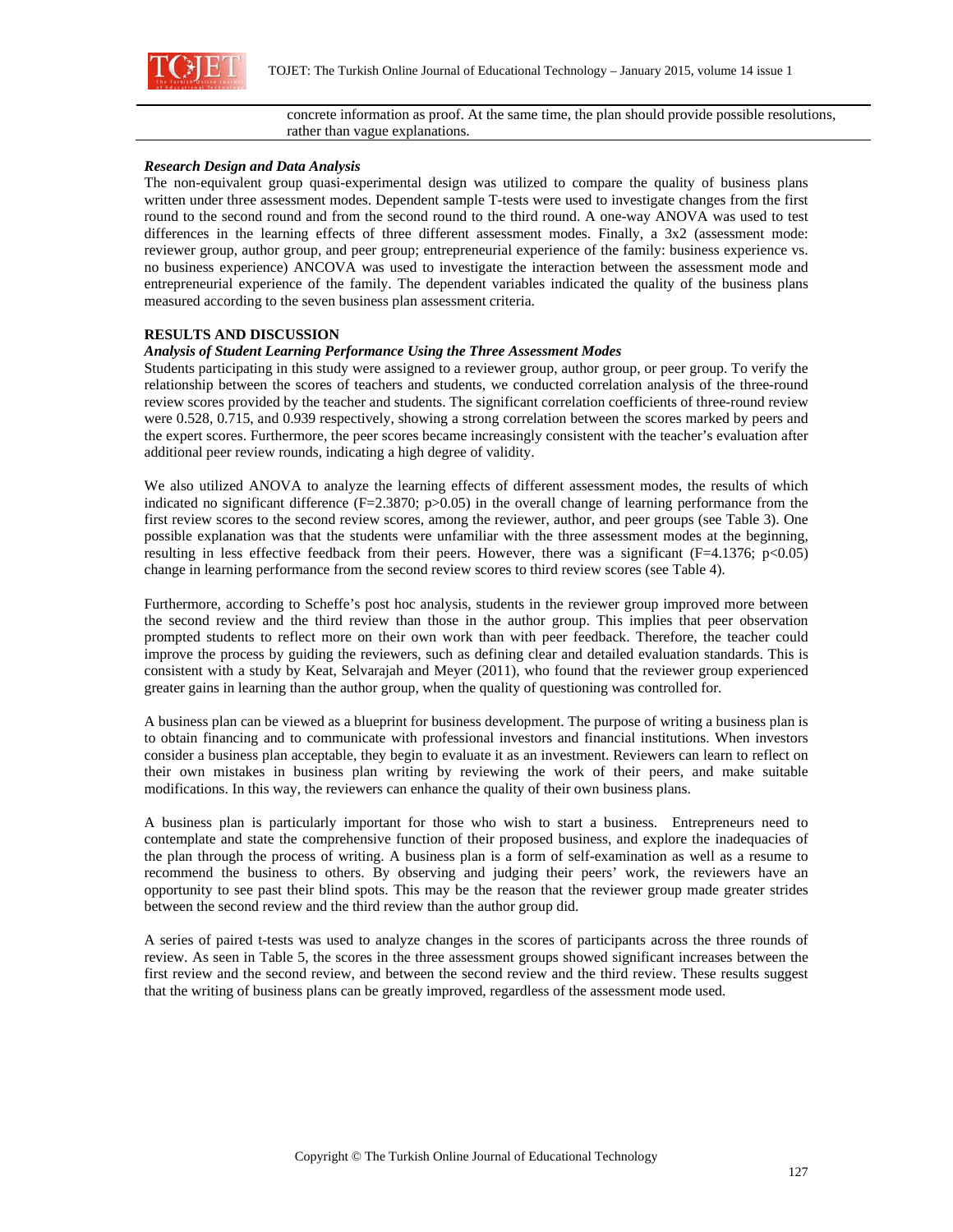concrete information as proof. At the same time, the plan should provide possible resolutions, rather than vague explanations.

***Research Design and Data Analysis***

The non-equivalent group quasi-experimental design was utilized to compare the quality of business plans written under three assessment modes. Dependent sample T-tests were used to investigate changes from the first round to the second round and from the second round to the third round. A one-way ANOVA was used to test differences in the learning effects of three different assessment modes. Finally, a 3x2 (assessment mode: reviewer group, author group, and peer group; entrepreneurial experience of the family: business experience vs. no business experience) ANCOVA was used to investigate the interaction between the assessment mode and entrepreneurial experience of the family. The dependent variables indicated the quality of the business plans measured according to the seven business plan assessment criteria.

## RESULTS AND DISCUSSION

***Analysis of Student Learning Performance Using the Three Assessment Modes***

Students participating in this study were assigned to a reviewer group, author group, or peer group. To verify the relationship between the scores of teachers and students, we conducted correlation analysis of the three-round review scores provided by the teacher and students. The significant correlation coefficients of three-round review were 0.528, 0.715, and 0.939 respectively, showing a strong correlation between the scores marked by peers and the expert scores. Furthermore, the peer scores became increasingly consistent with the teacher's evaluation after additional peer review rounds, indicating a high degree of validity.

We also utilized ANOVA to analyze the learning effects of different assessment modes, the results of which indicated no significant difference ($F=2.3870$; $p>0.05$) in the overall change of learning performance from the first review scores to the second review scores, among the reviewer, author, and peer groups (see Table 3). One possible explanation was that the students were unfamiliar with the three assessment modes at the beginning, resulting in less effective feedback from their peers. However, there was a significant ($F=4.1376$; $p<0.05$) change in learning performance from the second review scores to third review scores (see Table 4).

Furthermore, according to Scheffe's post hoc analysis, students in the reviewer group improved more between the second review and the third review than those in the author group. This implies that peer observation prompted students to reflect more on their own work than with peer feedback. Therefore, the teacher could improve the process by guiding the reviewers, such as defining clear and detailed evaluation standards. This is consistent with a study by Keat, Selvarajah and Meyer (2011), who found that the reviewer group experienced greater gains in learning than the author group, when the quality of questioning was controlled for.

A business plan can be viewed as a blueprint for business development. The purpose of writing a business plan is to obtain financing and to communicate with professional investors and financial institutions. When investors consider a business plan acceptable, they begin to evaluate it as an investment. Reviewers can learn to reflect on their own mistakes in business plan writing by reviewing the work of their peers, and make suitable modifications. In this way, the reviewers can enhance the quality of their own business plans.

A business plan is particularly important for those who wish to start a business. Entrepreneurs need to contemplate and state the comprehensive function of their proposed business, and explore the inadequacies of the plan through the process of writing. A business plan is a form of self-examination as well as a resume to recommend the business to others. By observing and judging their peers' work, the reviewers have an opportunity to see past their blind spots. This may be the reason that the reviewer group made greater strides between the second review and the third review than the author group did.

A series of paired t-tests was used to analyze changes in the scores of participants across the three rounds of review. As seen in Table 5, the scores in the three assessment groups showed significant increases between the first review and the second review, and between the second review and the third review. These results suggest that the writing of business plans can be greatly improved, regardless of the assessment mode used.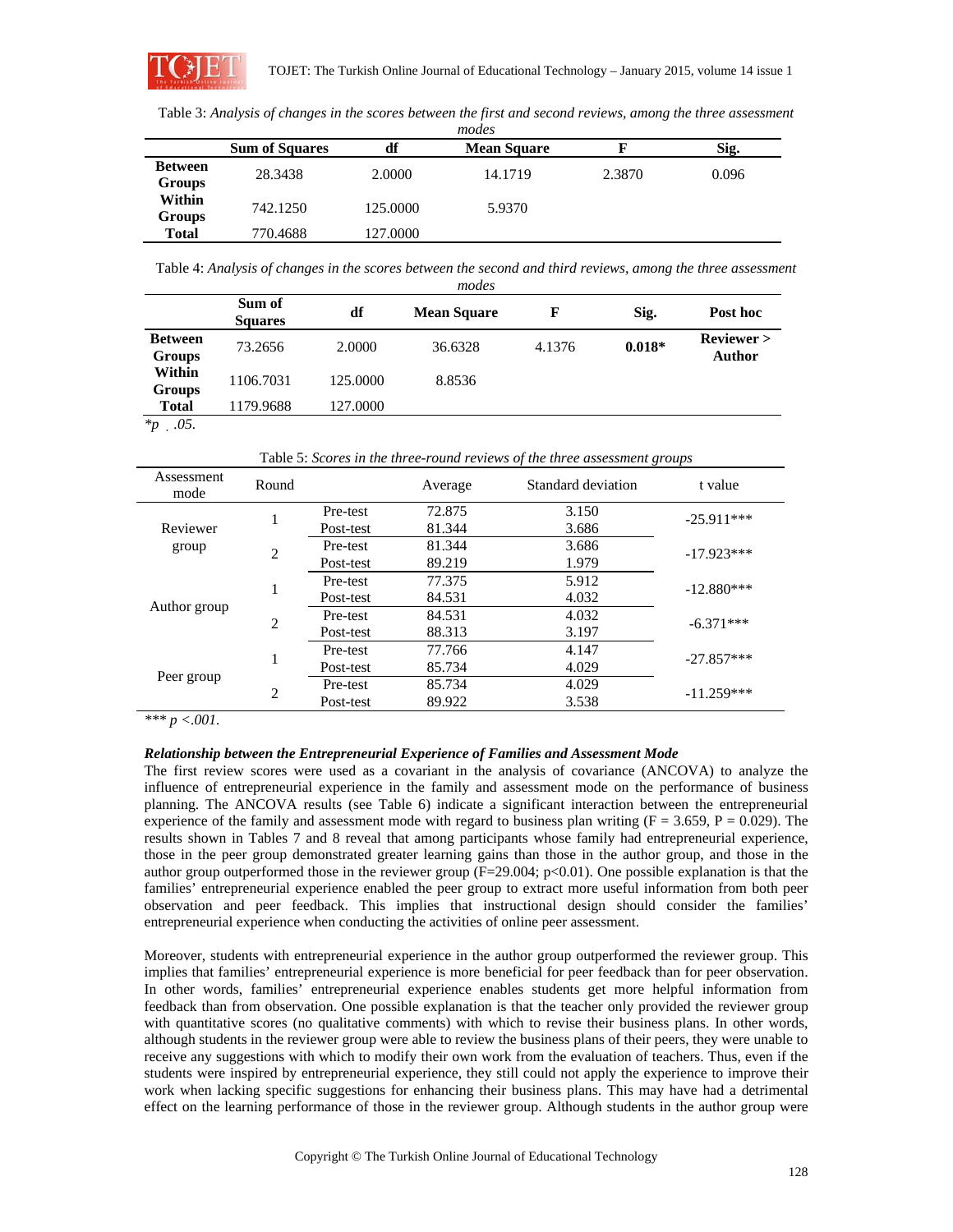Table 3: *Analysis of changes in the scores between the first and second reviews, among the three assessment modes*

| | Sum of Squares | df | Mean Square | F | Sig. |
|---|---|---|---|---|---|
| **Between Groups** | 28.3438 | 2.0000 | 14.1719 | 2.3870 | 0.096 |
| **Within Groups** | 742.1250 | 125.0000 | 5.9370 | | |
| **Total** | 770.4688 | 127.0000 | | | |

Table 4: *Analysis of changes in the scores between the second and third reviews, among the three assessment modes*

| | Sum of Squares | df | Mean Square | F | Sig. | Post hoc |
|---|---|---|---|---|---|---|
| **Between Groups** | 73.2656 | 2.0000 | 36.6328 | 4.1376 | **0.018*** | **Reviewer > Author** |
| **Within Groups** | 1106.7031 | 125.0000 | 8.8536 | | | |
| **Total** | 1179.9688 | 127.0000 | | | | |

*\*p ˛ .05.*

Table 5: *Scores in the three-round reviews of the three assessment groups*

| Assessment mode | Round | | Average | Standard deviation | t value |
|---|---|---|---|---|---|
| Reviewer group | 1 | Pre-test | 72.875 | 3.150 | -25.911*** |
| | | Post-test | 81.344 | 3.686 | |
| | 2 | Pre-test | 81.344 | 3.686 | -17.923*** |
| | | Post-test | 89.219 | 1.979 | |
| Author group | 1 | Pre-test | 77.375 | 5.912 | -12.880*** |
| | | Post-test | 84.531 | 4.032 | |
| | 2 | Pre-test | 84.531 | 4.032 | -6.371*** |
| | | Post-test | 88.313 | 3.197 | |
| Peer group | 1 | Pre-test | 77.766 | 4.147 | -27.857*** |
| | | Post-test | 85.734 | 4.029 | |
| | 2 | Pre-test | 85.734 | 4.029 | -11.259*** |
| | | Post-test | 89.922 | 3.538 | |

*\*\*\* $p < .001$.*

***Relationship between the Entrepreneurial Experience of Families and Assessment Mode***

The first review scores were used as a covariant in the analysis of covariance (ANCOVA) to analyze the influence of entrepreneurial experience in the family and assessment mode on the performance of business planning. The ANCOVA results (see Table 6) indicate a significant interaction between the entrepreneurial experience of the family and assessment mode with regard to business plan writing ($F = 3.659$, $P = 0.029$). The results shown in Tables 7 and 8 reveal that among participants whose family had entrepreneurial experience, those in the peer group demonstrated greater learning gains than those in the author group, and those in the author group outperformed those in the reviewer group ($F=29.004$; $p<0.01$). One possible explanation is that the families' entrepreneurial experience enabled the peer group to extract more useful information from both peer observation and peer feedback. This implies that instructional design should consider the families' entrepreneurial experience when conducting the activities of online peer assessment.

Moreover, students with entrepreneurial experience in the author group outperformed the reviewer group. This implies that families' entrepreneurial experience is more beneficial for peer feedback than for peer observation. In other words, families' entrepreneurial experience enables students get more helpful information from feedback than from observation. One possible explanation is that the teacher only provided the reviewer group with quantitative scores (no qualitative comments) with which to revise their business plans. In other words, although students in the reviewer group were able to review the business plans of their peers, they were unable to receive any suggestions with which to modify their own work from the evaluation of teachers. Thus, even if the students were inspired by entrepreneurial experience, they still could not apply the experience to improve their work when lacking specific suggestions for enhancing their business plans. This may have had a detrimental effect on the learning performance of those in the reviewer group. Although students in the author group were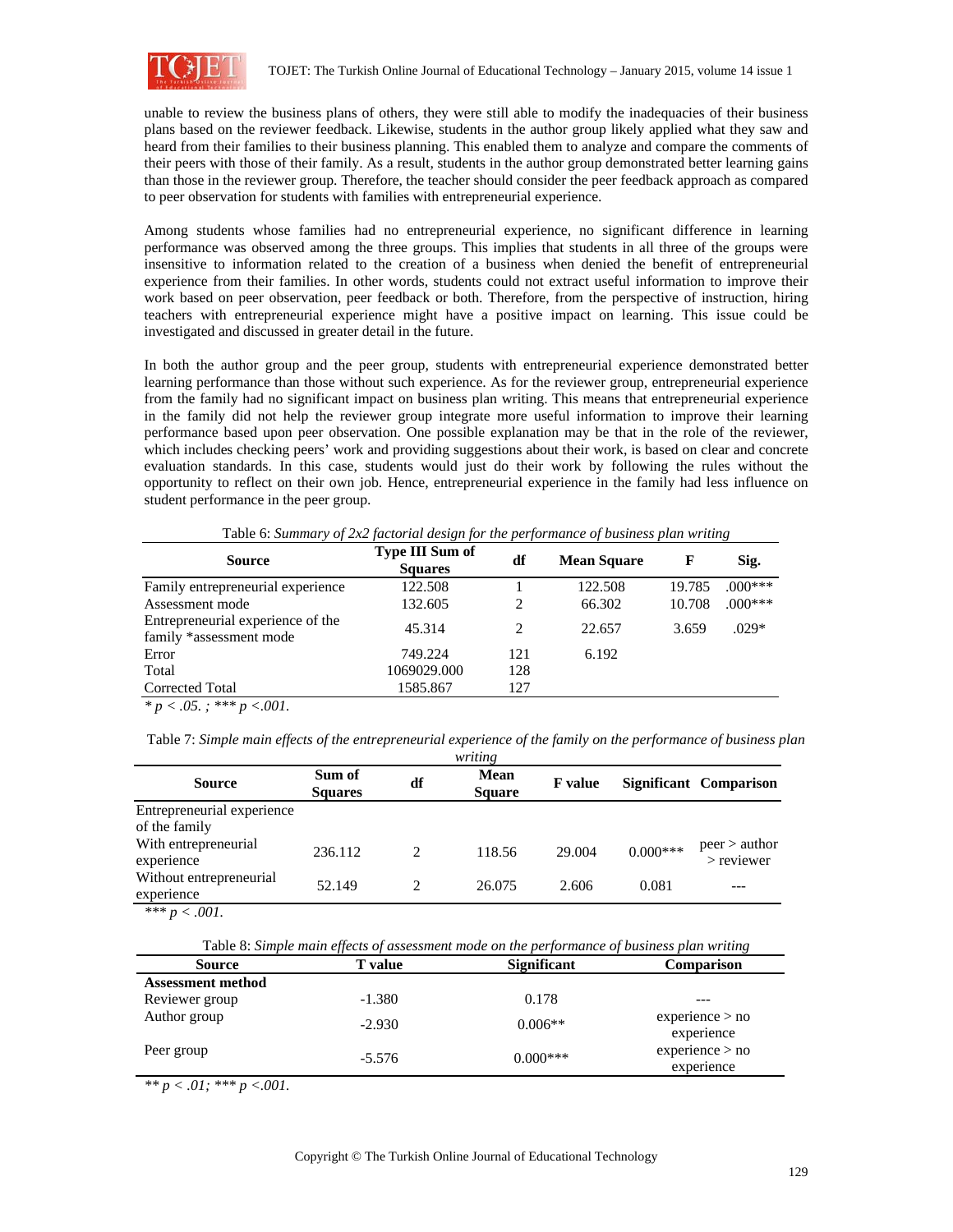unable to review the business plans of others, they were still able to modify the inadequacies of their business plans based on the reviewer feedback. Likewise, students in the author group likely applied what they saw and heard from their families to their business planning. This enabled them to analyze and compare the comments of their peers with those of their family. As a result, students in the author group demonstrated better learning gains than those in the reviewer group. Therefore, the teacher should consider the peer feedback approach as compared to peer observation for students with families with entrepreneurial experience.

Among students whose families had no entrepreneurial experience, no significant difference in learning performance was observed among the three groups. This implies that students in all three of the groups were insensitive to information related to the creation of a business when denied the benefit of entrepreneurial experience from their families. In other words, students could not extract useful information to improve their work based on peer observation, peer feedback or both. Therefore, from the perspective of instruction, hiring teachers with entrepreneurial experience might have a positive impact on learning. This issue could be investigated and discussed in greater detail in the future.

In both the author group and the peer group, students with entrepreneurial experience demonstrated better learning performance than those without such experience. As for the reviewer group, entrepreneurial experience from the family had no significant impact on business plan writing. This means that entrepreneurial experience in the family did not help the reviewer group integrate more useful information to improve their learning performance based upon peer observation. One possible explanation may be that in the role of the reviewer, which includes checking peers' work and providing suggestions about their work, is based on clear and concrete evaluation standards. In this case, students would just do their work by following the rules without the opportunity to reflect on their own job. Hence, entrepreneurial experience in the family had less influence on student performance in the peer group.

Table 6: *Summary of 2x2 factorial design for the performance of business plan writing*

| Source | Type III Sum of Squares | df | Mean Square | F | Sig. |
|---|---|---|---|---|---|
| Family entrepreneurial experience | 122.508 | 1 | 122.508 | 19.785 | .000*** |
| Assessment mode | 132.605 | 2 | 66.302 | 10.708 | .000*** |
| Entrepreneurial experience of the family *assessment mode | 45.314 | 2 | 22.657 | 3.659 | .029* |
| Error | 749.224 | 121 | 6.192 | | |
| Total | 1069029.000 | 128 | | | |
| Corrected Total | 1585.867 | 127 | | | |

*\* p < .05. ; \*\*\* p <.001.*

Table 7: *Simple main effects of the entrepreneurial experience of the family on the performance of business plan writing*

| Source | Sum of Squares | df | Mean Square | F value | Significant | Comparison |
|---|---|---|---|---|---|---|
| Entrepreneurial experience of the family | | | | | | |
| With entrepreneurial experience | 236.112 | 2 | 118.56 | 29.004 | 0.000*** | peer > author > reviewer |
| Without entrepreneurial experience | 52.149 | 2 | 26.075 | 2.606 | 0.081 | --- |

*\*\*\* p < .001.*

Table 8: *Simple main effects of assessment mode on the performance of business plan writing*

| Source | T value | Significant | Comparison |
|---|---|---|---|
| **Assessment method** | | | |
| Reviewer group | -1.380 | 0.178 | --- |
| Author group | -2.930 | 0.006** | experience > no experience |
| Peer group | -5.576 | 0.000*** | experience > no experience |

*\*\* p < .01; \*\*\* p <.001.*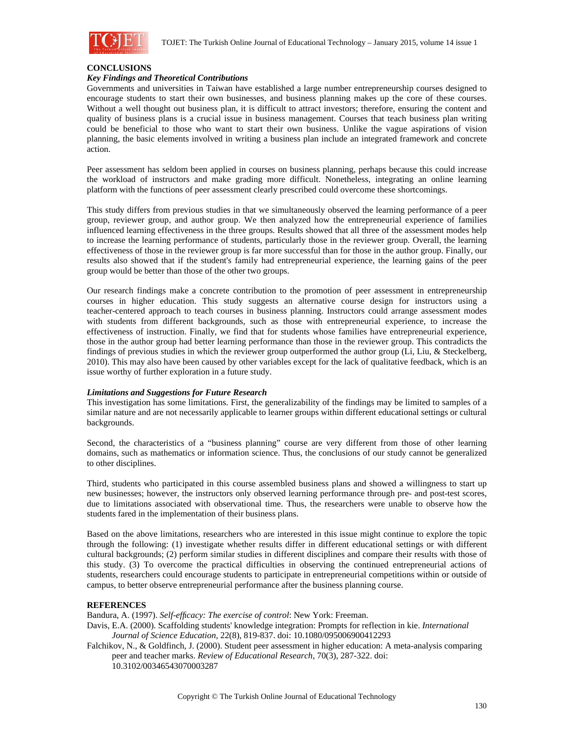## CONCLUSIONS

### *Key Findings and Theoretical Contributions*

Governments and universities in Taiwan have established a large number entrepreneurship courses designed to encourage students to start their own businesses, and business planning makes up the core of these courses. Without a well thought out business plan, it is difficult to attract investors; therefore, ensuring the content and quality of business plans is a crucial issue in business management. Courses that teach business plan writing could be beneficial to those who want to start their own business. Unlike the vague aspirations of vision planning, the basic elements involved in writing a business plan include an integrated framework and concrete action.

Peer assessment has seldom been applied in courses on business planning, perhaps because this could increase the workload of instructors and make grading more difficult. Nonetheless, integrating an online learning platform with the functions of peer assessment clearly prescribed could overcome these shortcomings.

This study differs from previous studies in that we simultaneously observed the learning performance of a peer group, reviewer group, and author group. We then analyzed how the entrepreneurial experience of families influenced learning effectiveness in the three groups. Results showed that all three of the assessment modes help to increase the learning performance of students, particularly those in the reviewer group. Overall, the learning effectiveness of those in the reviewer group is far more successful than for those in the author group. Finally, our results also showed that if the student's family had entrepreneurial experience, the learning gains of the peer group would be better than those of the other two groups.

Our research findings make a concrete contribution to the promotion of peer assessment in entrepreneurship courses in higher education. This study suggests an alternative course design for instructors using a teacher-centered approach to teach courses in business planning. Instructors could arrange assessment modes with students from different backgrounds, such as those with entrepreneurial experience, to increase the effectiveness of instruction. Finally, we find that for students whose families have entrepreneurial experience, those in the author group had better learning performance than those in the reviewer group. This contradicts the findings of previous studies in which the reviewer group outperformed the author group (Li, Liu, & Steckelberg, 2010). This may also have been caused by other variables except for the lack of qualitative feedback, which is an issue worthy of further exploration in a future study.

### *Limitations and Suggestions for Future Research*

This investigation has some limitations. First, the generalizability of the findings may be limited to samples of a similar nature and are not necessarily applicable to learner groups within different educational settings or cultural backgrounds.

Second, the characteristics of a "business planning" course are very different from those of other learning domains, such as mathematics or information science. Thus, the conclusions of our study cannot be generalized to other disciplines.

Third, students who participated in this course assembled business plans and showed a willingness to start up new businesses; however, the instructors only observed learning performance through pre- and post-test scores, due to limitations associated with observational time. Thus, the researchers were unable to observe how the students fared in the implementation of their business plans.

Based on the above limitations, researchers who are interested in this issue might continue to explore the topic through the following: (1) investigate whether results differ in different educational settings or with different cultural backgrounds; (2) perform similar studies in different disciplines and compare their results with those of this study. (3) To overcome the practical difficulties in observing the continued entrepreneurial actions of students, researchers could encourage students to participate in entrepreneurial competitions within or outside of campus, to better observe entrepreneurial performance after the business planning course.

## REFERENCES

Bandura, A. (1997). *Self-efficacy: The exercise of control*: New York: Freeman.

Davis, E.A. (2000). Scaffolding students' knowledge integration: Prompts for reflection in kie. *International Journal of Science Education*, 22(8), 819-837. doi: 10.1080/095006900412293

Falchikov, N., & Goldfinch, J. (2000). Student peer assessment in higher education: A meta-analysis comparing peer and teacher marks. *Review of Educational Research*, 70(3), 287-322. doi: 10.3102/00346543070003287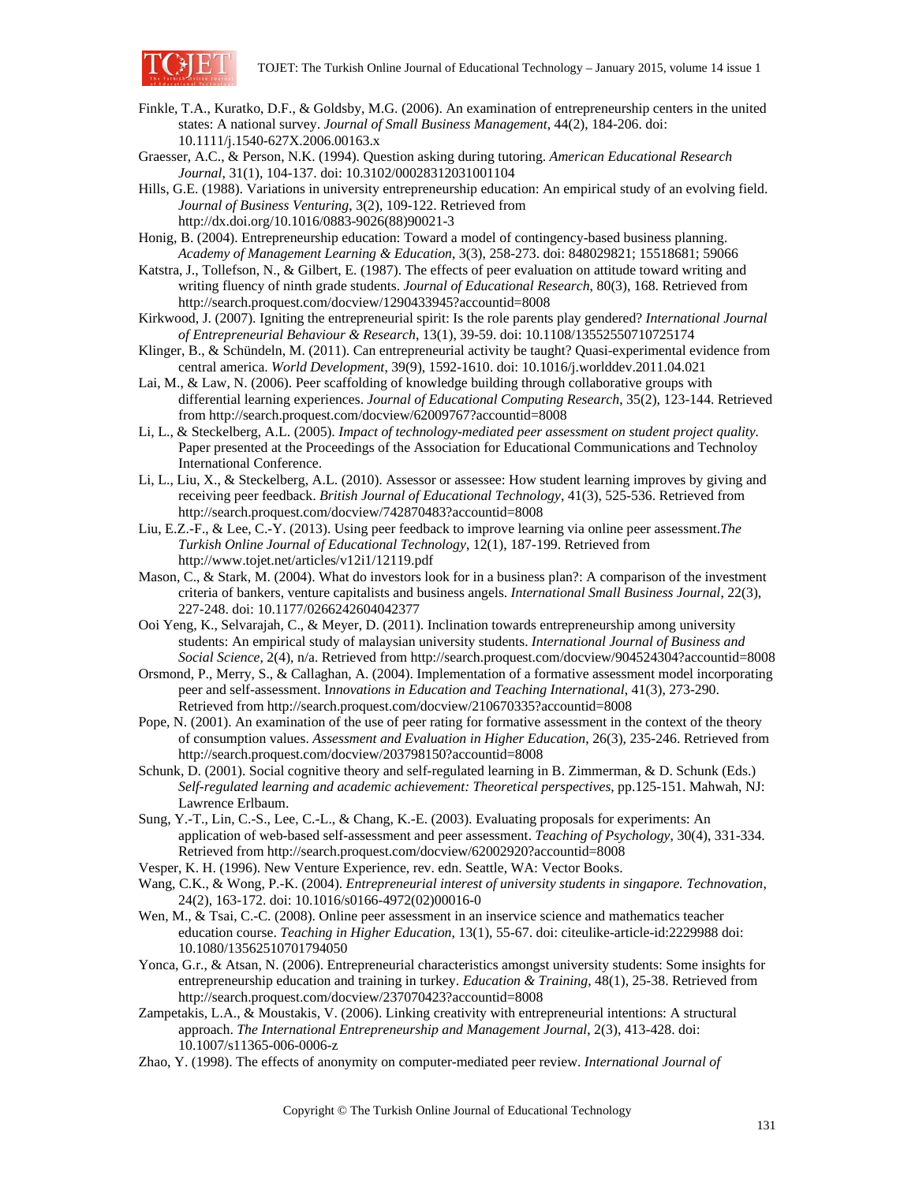Finkle, T.A., Kuratko, D.F., & Goldsby, M.G. (2006). An examination of entrepreneurship centers in the united states: A national survey. *Journal of Small Business Management*, 44(2), 184-206. doi: 10.1111/j.1540-627X.2006.00163.x

Graesser, A.C., & Person, N.K. (1994). Question asking during tutoring. *American Educational Research Journal*, 31(1), 104-137. doi: 10.3102/00028312031001104

Hills, G.E. (1988). Variations in university entrepreneurship education: An empirical study of an evolving field. *Journal of Business Venturing*, 3(2), 109-122. Retrieved from http://dx.doi.org/10.1016/0883-9026(88)90021-3

Honig, B. (2004). Entrepreneurship education: Toward a model of contingency-based business planning. *Academy of Management Learning & Education*, 3(3), 258-273. doi: 848029821; 15518681; 59066

Katstra, J., Tollefson, N., & Gilbert, E. (1987). The effects of peer evaluation on attitude toward writing and writing fluency of ninth grade students. *Journal of Educational Research*, 80(3), 168. Retrieved from http://search.proquest.com/docview/1290433945?accountid=8008

Kirkwood, J. (2007). Igniting the entrepreneurial spirit: Is the role parents play gendered? *International Journal of Entrepreneurial Behaviour & Research*, 13(1), 39-59. doi: 10.1108/13552550710725174

Klinger, B., & Schündeln, M. (2011). Can entrepreneurial activity be taught? Quasi-experimental evidence from central america. *World Development*, 39(9), 1592-1610. doi: 10.1016/j.worlddev.2011.04.021

Lai, M., & Law, N. (2006). Peer scaffolding of knowledge building through collaborative groups with differential learning experiences. *Journal of Educational Computing Research*, 35(2), 123-144. Retrieved from http://search.proquest.com/docview/62009767?accountid=8008

Li, L., & Steckelberg, A.L. (2005). *Impact of technology-mediated peer assessment on student project quality*. Paper presented at the Proceedings of the Association for Educational Communications and Technoloy International Conference.

Li, L., Liu, X., & Steckelberg, A.L. (2010). Assessor or assessee: How student learning improves by giving and receiving peer feedback. *British Journal of Educational Technology*, 41(3), 525-536. Retrieved from http://search.proquest.com/docview/742870483?accountid=8008

Liu, E.Z.-F., & Lee, C.-Y. (2013). Using peer feedback to improve learning via online peer assessment.*The Turkish Online Journal of Educational Technology*, 12(1), 187-199. Retrieved from http://www.tojet.net/articles/v12i1/12119.pdf

Mason, C., & Stark, M. (2004). What do investors look for in a business plan?: A comparison of the investment criteria of bankers, venture capitalists and business angels. *International Small Business Journal*, 22(3), 227-248. doi: 10.1177/0266242604042377

Ooi Yeng, K., Selvarajah, C., & Meyer, D. (2011). Inclination towards entrepreneurship among university students: An empirical study of malaysian university students. *International Journal of Business and Social Science*, 2(4), n/a. Retrieved from http://search.proquest.com/docview/904524304?accountid=8008

Orsmond, P., Merry, S., & Callaghan, A. (2004). Implementation of a formative assessment model incorporating peer and self-assessment. I*nnovations in Education and Teaching International*, 41(3), 273-290. Retrieved from http://search.proquest.com/docview/210670335?accountid=8008

Pope, N. (2001). An examination of the use of peer rating for formative assessment in the context of the theory of consumption values. *Assessment and Evaluation in Higher Education*, 26(3), 235-246. Retrieved from http://search.proquest.com/docview/203798150?accountid=8008

Schunk, D. (2001). Social cognitive theory and self-regulated learning in B. Zimmerman, & D. Schunk (Eds.) *Self-regulated learning and academic achievement: Theoretical perspectives*, pp.125-151. Mahwah, NJ: Lawrence Erlbaum.

Sung, Y.-T., Lin, C.-S., Lee, C.-L., & Chang, K.-E. (2003). Evaluating proposals for experiments: An application of web-based self-assessment and peer assessment. *Teaching of Psychology*, 30(4), 331-334. Retrieved from http://search.proquest.com/docview/62002920?accountid=8008

Vesper, K. H. (1996). New Venture Experience, rev. edn. Seattle, WA: Vector Books.

Wang, C.K., & Wong, P.-K. (2004). *Entrepreneurial interest of university students in singapore. Technovation*, 24(2), 163-172. doi: 10.1016/s0166-4972(02)00016-0

Wen, M., & Tsai, C.-C. (2008). Online peer assessment in an inservice science and mathematics teacher education course. *Teaching in Higher Education*, 13(1), 55-67. doi: citeulike-article-id:2229988 doi: 10.1080/13562510701794050

Yonca, G.r., & Atsan, N. (2006). Entrepreneurial characteristics amongst university students: Some insights for entrepreneurship education and training in turkey. *Education & Training*, 48(1), 25-38. Retrieved from http://search.proquest.com/docview/237070423?accountid=8008

Zampetakis, L.A., & Moustakis, V. (2006). Linking creativity with entrepreneurial intentions: A structural approach. *The International Entrepreneurship and Management Journal*, 2(3), 413-428. doi: 10.1007/s11365-006-0006-z

Zhao, Y. (1998). The effects of anonymity on computer-mediated peer review. *International Journal of*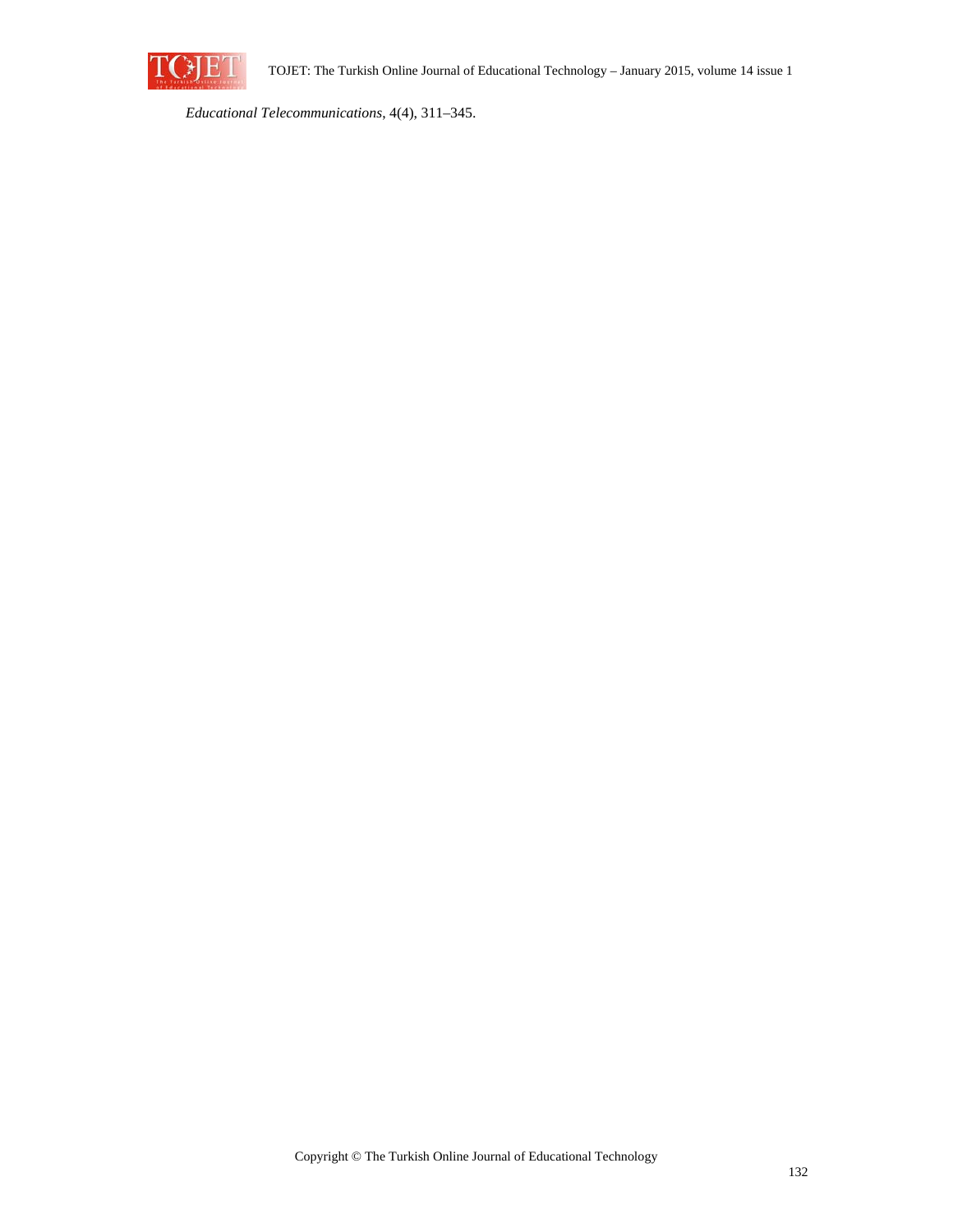*Educational Telecommunications*, 4(4), 311–345.